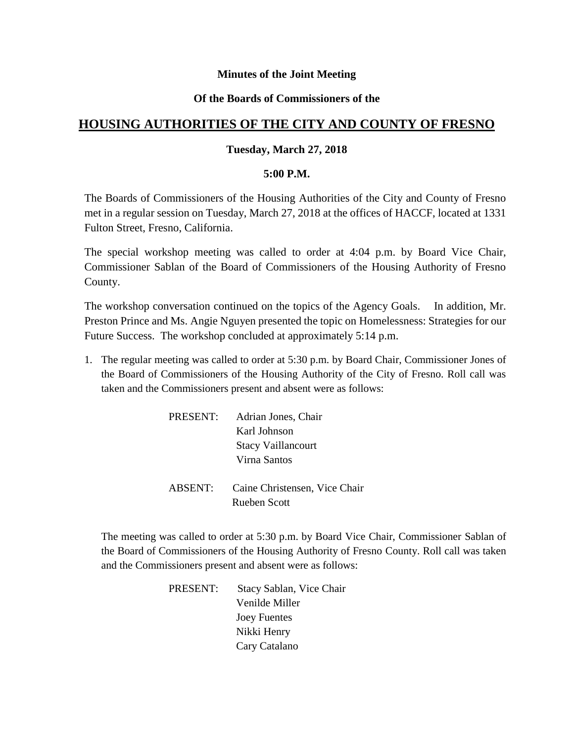**Minutes of the Joint Meeting**

**Of the Boards of Commissioners of the**

# HOUSING AUTHORITIES OF THE CITY AND COUNTY OF FRESNO

**Tuesday, March 27, 2018**

**5:00 P.M.**

The Boards of Commissioners of the Housing Authorities of the City and County of Fresno met in a regular session on Tuesday, March 27, 2018 at the offices of HACCF, located at 1331 Fulton Street, Fresno, California.

The special workshop meeting was called to order at 4:04 p.m. by Board Vice Chair, Commissioner Sablan of the Board of Commissioners of the Housing Authority of Fresno County.

The workshop conversation continued on the topics of the Agency Goals. In addition, Mr. Preston Prince and Ms. Angie Nguyen presented the topic on Homelessness: Strategies for our Future Success. The workshop concluded at approximately 5:14 p.m.

1. The regular meeting was called to order at 5:30 p.m. by Board Chair, Commissioner Jones of the Board of Commissioners of the Housing Authority of the City of Fresno. Roll call was taken and the Commissioners present and absent were as follows:

   PRESENT: Adrian Jones, Chair
   Karl Johnson
   Stacy Vaillancourt
   Virna Santos

   ABSENT: Caine Christensen, Vice Chair
   Rueben Scott

   The meeting was called to order at 5:30 p.m. by Board Vice Chair, Commissioner Sablan of the Board of Commissioners of the Housing Authority of Fresno County. Roll call was taken and the Commissioners present and absent were as follows:

   PRESENT: Stacy Sablan, Vice Chair
   Venilde Miller
   Joey Fuentes
   Nikki Henry
   Cary Catalano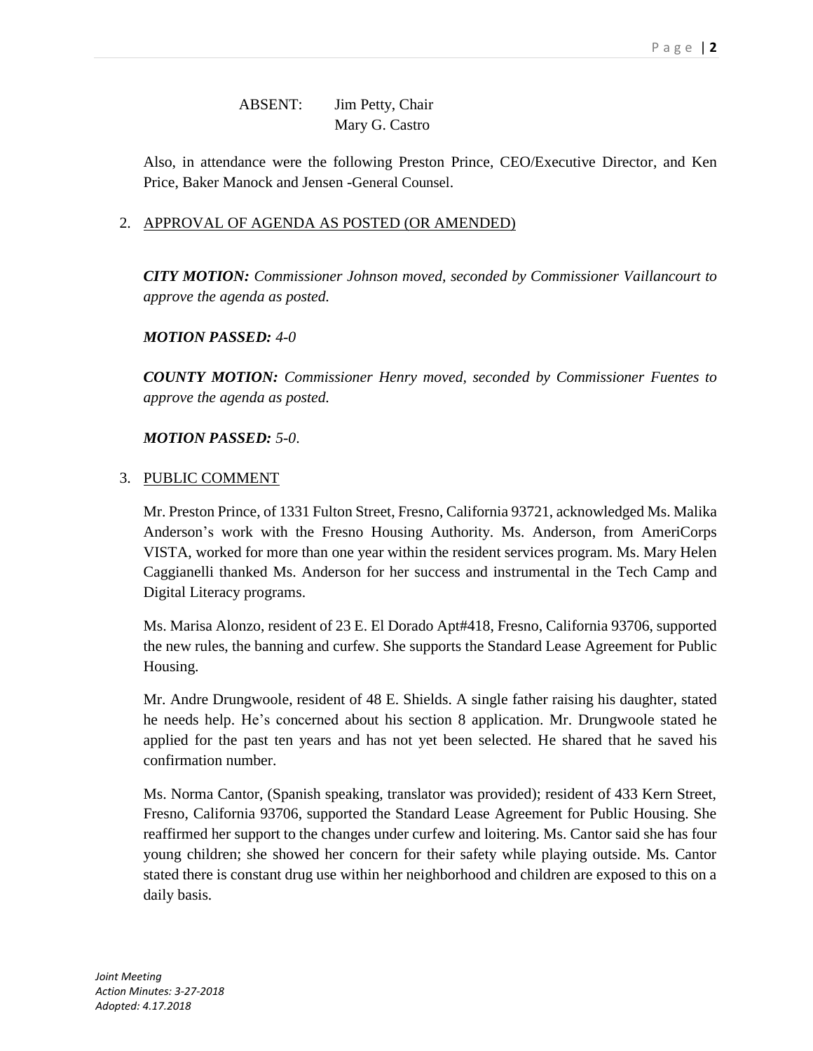ABSENT: Jim Petty, Chair
Mary G. Castro

Also, in attendance were the following Preston Prince, CEO/Executive Director, and Ken Price, Baker Manock and Jensen -General Counsel.

2. APPROVAL OF AGENDA AS POSTED (OR AMENDED)

***CITY MOTION:*** *Commissioner Johnson moved, seconded by Commissioner Vaillancourt to approve the agenda as posted.*

***MOTION PASSED:*** *4-0*

***COUNTY MOTION:*** *Commissioner Henry moved, seconded by Commissioner Fuentes to approve the agenda as posted.*

***MOTION PASSED:*** *5-0.*

3. PUBLIC COMMENT

Mr. Preston Prince, of 1331 Fulton Street, Fresno, California 93721, acknowledged Ms. Malika Anderson's work with the Fresno Housing Authority. Ms. Anderson, from AmeriCorps VISTA, worked for more than one year within the resident services program. Ms. Mary Helen Caggianelli thanked Ms. Anderson for her success and instrumental in the Tech Camp and Digital Literacy programs.

Ms. Marisa Alonzo, resident of 23 E. El Dorado Apt#418, Fresno, California 93706, supported the new rules, the banning and curfew. She supports the Standard Lease Agreement for Public Housing.

Mr. Andre Drungwoole, resident of 48 E. Shields. A single father raising his daughter, stated he needs help. He's concerned about his section 8 application. Mr. Drungwoole stated he applied for the past ten years and has not yet been selected. He shared that he saved his confirmation number.

Ms. Norma Cantor, (Spanish speaking, translator was provided); resident of 433 Kern Street, Fresno, California 93706, supported the Standard Lease Agreement for Public Housing. She reaffirmed her support to the changes under curfew and loitering. Ms. Cantor said she has four young children; she showed her concern for their safety while playing outside. Ms. Cantor stated there is constant drug use within her neighborhood and children are exposed to this on a daily basis.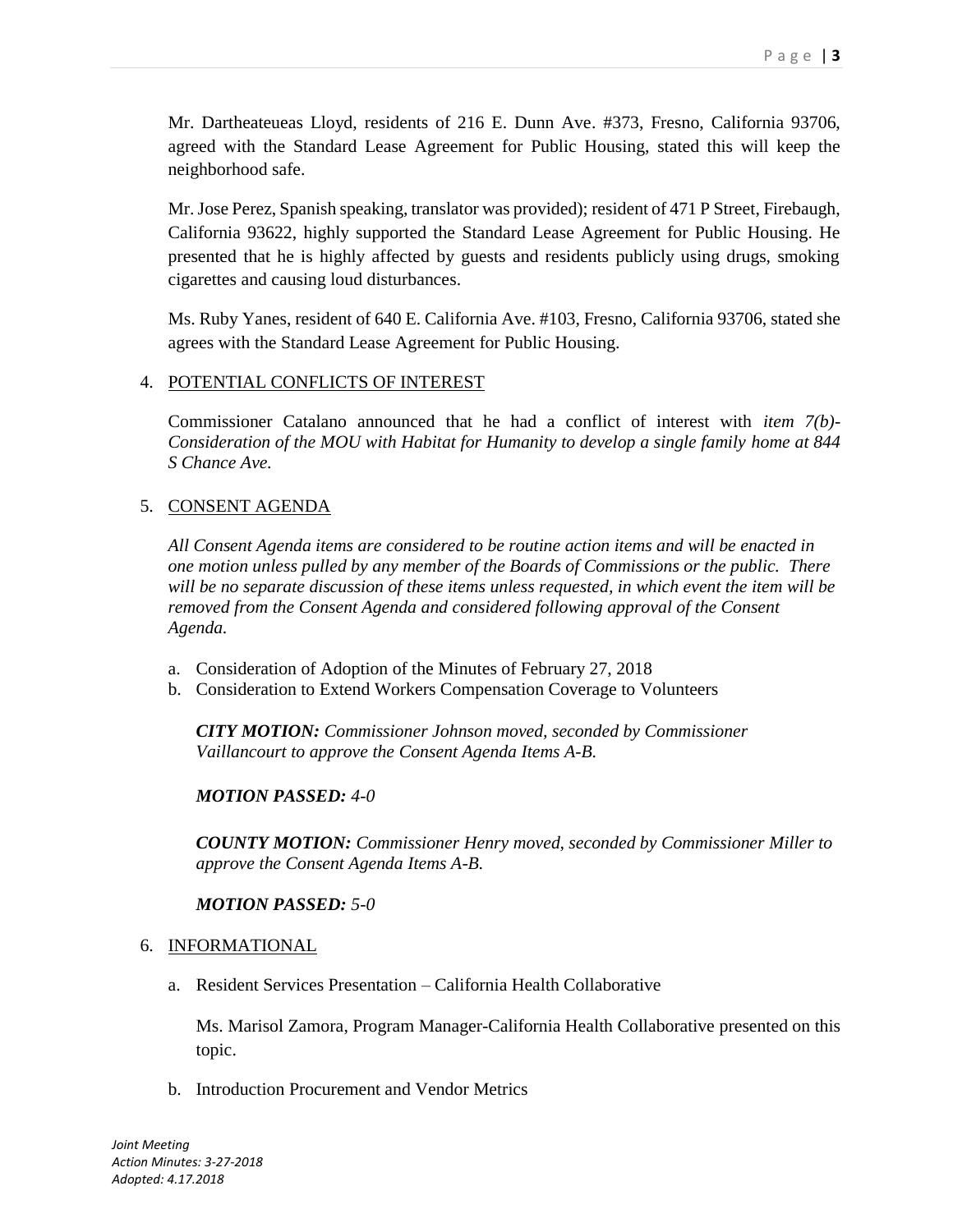Mr. Dartheateueas Lloyd, residents of 216 E. Dunn Ave. #373, Fresno, California 93706, agreed with the Standard Lease Agreement for Public Housing, stated this will keep the neighborhood safe.

Mr. Jose Perez, Spanish speaking, translator was provided); resident of 471 P Street, Firebaugh, California 93622, highly supported the Standard Lease Agreement for Public Housing. He presented that he is highly affected by guests and residents publicly using drugs, smoking cigarettes and causing loud disturbances.

Ms. Ruby Yanes, resident of 640 E. California Ave. #103, Fresno, California 93706, stated she agrees with the Standard Lease Agreement for Public Housing.

4. POTENTIAL CONFLICTS OF INTEREST

   Commissioner Catalano announced that he had a conflict of interest with *item 7(b)- Consideration of the MOU with Habitat for Humanity to develop a single family home at 844 S Chance Ave.*

5. CONSENT AGENDA

   *All Consent Agenda items are considered to be routine action items and will be enacted in one motion unless pulled by any member of the Boards of Commissions or the public. There will be no separate discussion of these items unless requested, in which event the item will be removed from the Consent Agenda and considered following approval of the Consent Agenda.*

   a. Consideration of Adoption of the Minutes of February 27, 2018
   b. Consideration to Extend Workers Compensation Coverage to Volunteers

      ***CITY MOTION:*** *Commissioner Johnson moved, seconded by Commissioner Vaillancourt to approve the Consent Agenda Items A-B.*

      ***MOTION PASSED:*** *4-0*

      ***COUNTY MOTION:*** *Commissioner Henry moved, seconded by Commissioner Miller to approve the Consent Agenda Items A-B.*

      ***MOTION PASSED:*** *5-0*

6. INFORMATIONAL

   a. Resident Services Presentation – California Health Collaborative

      Ms. Marisol Zamora, Program Manager-California Health Collaborative presented on this topic.

   b. Introduction Procurement and Vendor Metrics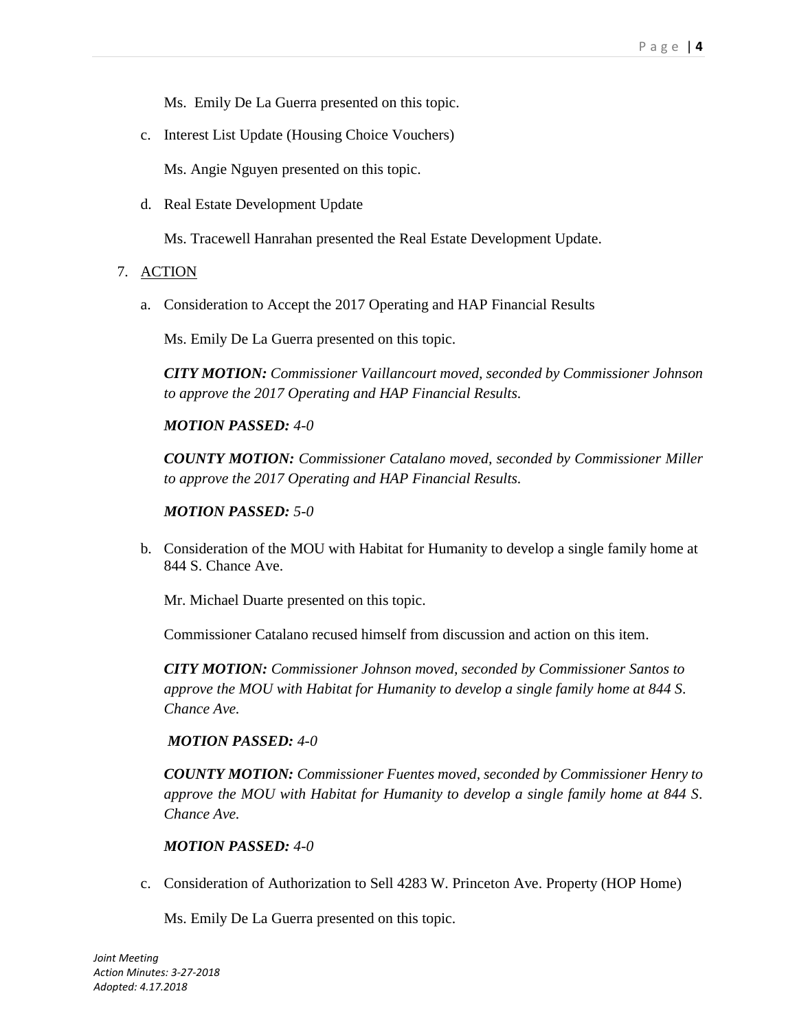Ms. Emily De La Guerra presented on this topic.

c. Interest List Update (Housing Choice Vouchers)

   Ms. Angie Nguyen presented on this topic.

d. Real Estate Development Update

   Ms. Tracewell Hanrahan presented the Real Estate Development Update.

7. ACTION

a. Consideration to Accept the 2017 Operating and HAP Financial Results

   Ms. Emily De La Guerra presented on this topic.

   ***CITY MOTION:*** *Commissioner Vaillancourt moved, seconded by Commissioner Johnson to approve the 2017 Operating and HAP Financial Results.*

   ***MOTION PASSED:*** *4-0*

   ***COUNTY MOTION:*** *Commissioner Catalano moved, seconded by Commissioner Miller to approve the 2017 Operating and HAP Financial Results.*

   ***MOTION PASSED:*** *5-0*

b. Consideration of the MOU with Habitat for Humanity to develop a single family home at 844 S. Chance Ave.

   Mr. Michael Duarte presented on this topic.

   Commissioner Catalano recused himself from discussion and action on this item.

   ***CITY MOTION:*** *Commissioner Johnson moved, seconded by Commissioner Santos to approve the MOU with Habitat for Humanity to develop a single family home at 844 S. Chance Ave.*

   ***MOTION PASSED:*** *4-0*

   ***COUNTY MOTION:*** *Commissioner Fuentes moved, seconded by Commissioner Henry to approve the MOU with Habitat for Humanity to develop a single family home at 844 S. Chance Ave.*

   ***MOTION PASSED:*** *4-0*

c. Consideration of Authorization to Sell 4283 W. Princeton Ave. Property (HOP Home)

   Ms. Emily De La Guerra presented on this topic.

*Joint Meeting*
*Action Minutes: 3-27-2018*
*Adopted: 4.17.2018*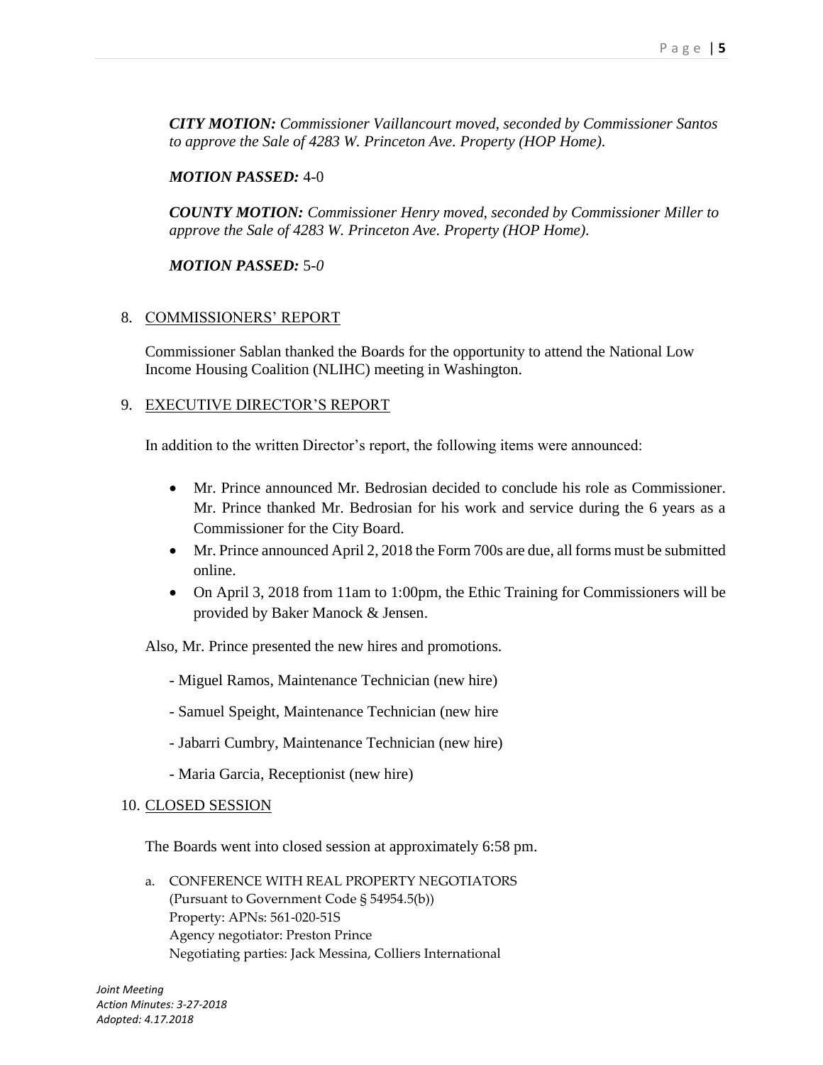***CITY MOTION:*** *Commissioner Vaillancourt moved, seconded by Commissioner Santos to approve the Sale of 4283 W. Princeton Ave. Property (HOP Home).*

***MOTION PASSED:*** 4-0

***COUNTY MOTION:*** *Commissioner Henry moved, seconded by Commissioner Miller to approve the Sale of 4283 W. Princeton Ave. Property (HOP Home).*

***MOTION PASSED:*** 5-*0*

8. COMMISSIONERS' REPORT

   Commissioner Sablan thanked the Boards for the opportunity to attend the National Low Income Housing Coalition (NLIHC) meeting in Washington.

9. EXECUTIVE DIRECTOR'S REPORT

   In addition to the written Director's report, the following items were announced:

   - Mr. Prince announced Mr. Bedrosian decided to conclude his role as Commissioner. Mr. Prince thanked Mr. Bedrosian for his work and service during the 6 years as a Commissioner for the City Board.
   - Mr. Prince announced April 2, 2018 the Form 700s are due, all forms must be submitted online.
   - On April 3, 2018 from 11am to 1:00pm, the Ethic Training for Commissioners will be provided by Baker Manock & Jensen.

   Also, Mr. Prince presented the new hires and promotions.

   - Miguel Ramos, Maintenance Technician (new hire)
   - Samuel Speight, Maintenance Technician (new hire
   - Jabarri Cumbry, Maintenance Technician (new hire)
   - Maria Garcia, Receptionist (new hire)

10. CLOSED SESSION

    The Boards went into closed session at approximately 6:58 pm.

    a. CONFERENCE WITH REAL PROPERTY NEGOTIATORS
       (Pursuant to Government Code § 54954.5(b))
       Property: APNs: 561-020-51S
       Agency negotiator: Preston Prince
       Negotiating parties: Jack Messina, Colliers International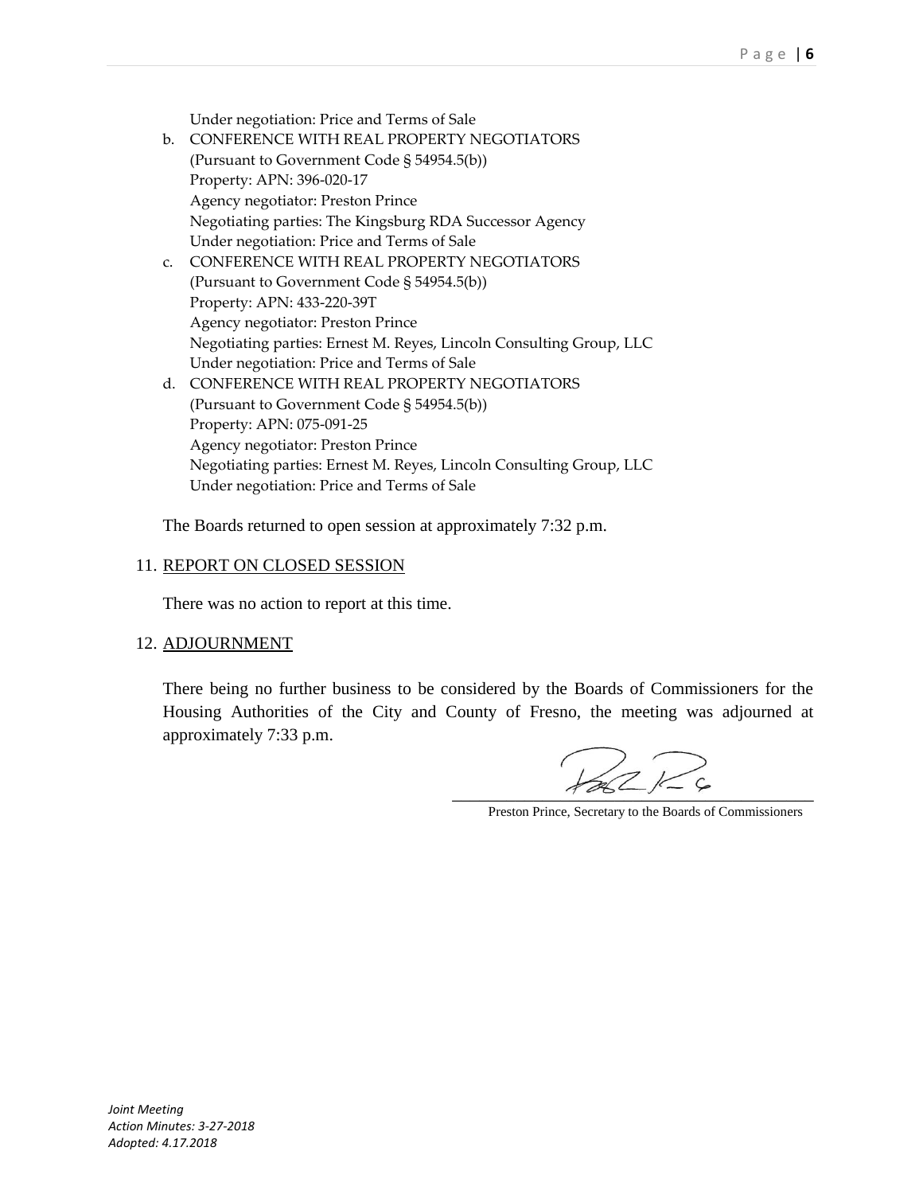Under negotiation: Price and Terms of Sale

b. CONFERENCE WITH REAL PROPERTY NEGOTIATORS
(Pursuant to Government Code § 54954.5(b))
Property: APN: 396-020-17
Agency negotiator: Preston Prince
Negotiating parties: The Kingsburg RDA Successor Agency
Under negotiation: Price and Terms of Sale

c. CONFERENCE WITH REAL PROPERTY NEGOTIATORS
(Pursuant to Government Code § 54954.5(b))
Property: APN: 433-220-39T
Agency negotiator: Preston Prince
Negotiating parties: Ernest M. Reyes, Lincoln Consulting Group, LLC
Under negotiation: Price and Terms of Sale

d. CONFERENCE WITH REAL PROPERTY NEGOTIATORS
(Pursuant to Government Code § 54954.5(b))
Property: APN: 075-091-25
Agency negotiator: Preston Prince
Negotiating parties: Ernest M. Reyes, Lincoln Consulting Group, LLC
Under negotiation: Price and Terms of Sale

The Boards returned to open session at approximately 7:32 p.m.

11. REPORT ON CLOSED SESSION

There was no action to report at this time.

12. ADJOURNMENT

There being no further business to be considered by the Boards of Commissioners for the Housing Authorities of the City and County of Fresno, the meeting was adjourned at approximately 7:33 p.m.

Preston Prince, Secretary to the Boards of Commissioners

*Joint Meeting*
*Action Minutes: 3-27-2018*
*Adopted: 4.17.2018*